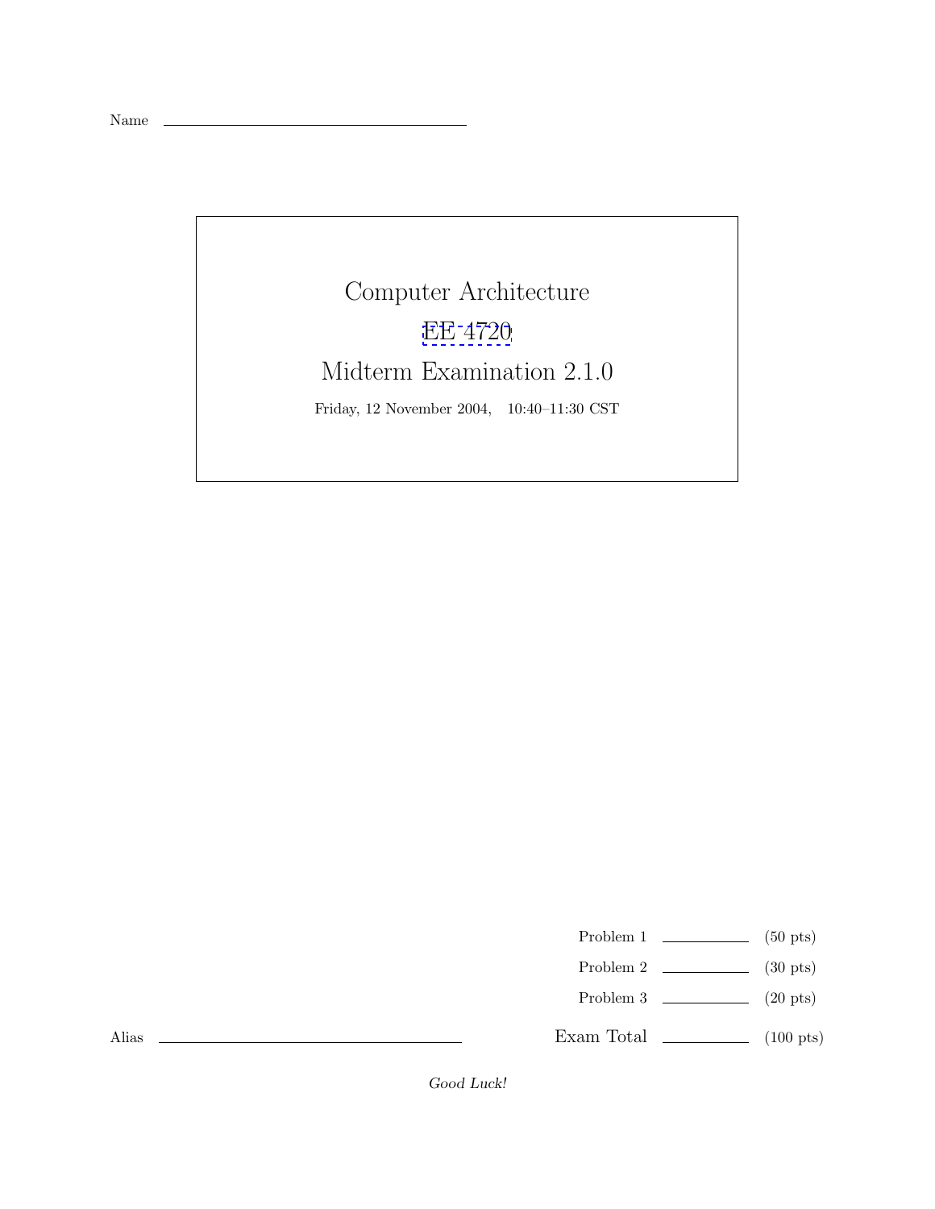Name \_\_\_\_\_\_\_\_\_\_\_\_\_\_\_\_\_\_\_\_\_\_\_\_\_\_\_\_\_\_

# Computer Architecture

## EE 4720

## Midterm Examination 2.1.0

Friday, 12 November 2004, 10:40–11:30 CST

| | | |
|---|---|---|
| Problem 1 | \_\_\_\_\_\_\_\_ | (50 pts) |
| Problem 2 | \_\_\_\_\_\_\_\_ | (30 pts) |
| Problem 3 | \_\_\_\_\_\_\_\_ | (20 pts) |
| Exam Total | \_\_\_\_\_\_\_\_ | (100 pts) |

Alias \_\_\_\_\_\_\_\_\_\_\_\_\_\_\_\_\_\_\_\_\_\_\_\_\_\_\_\_\_\_

*Good Luck!*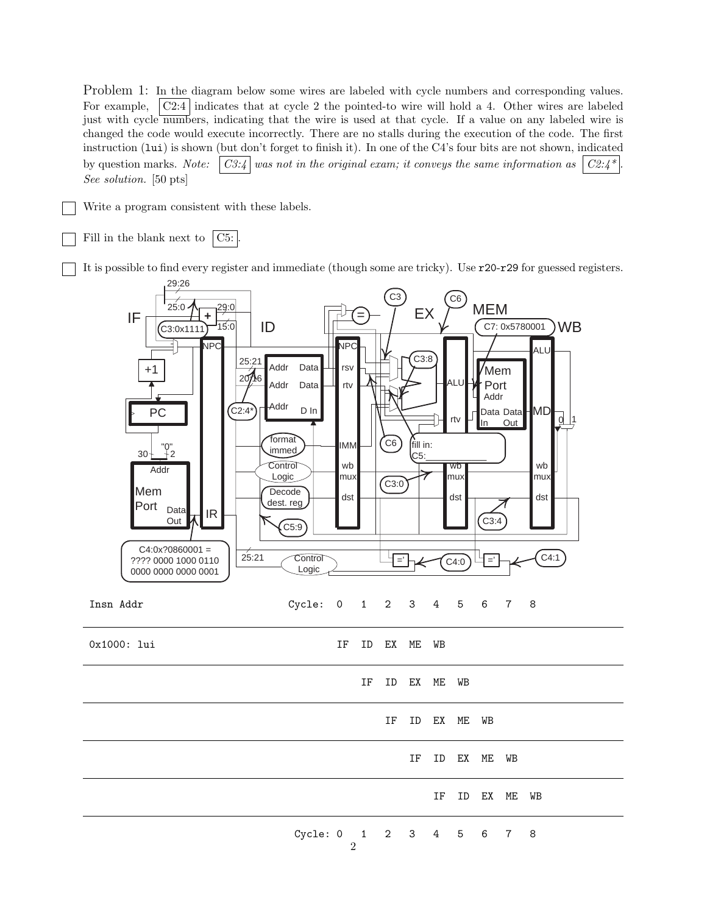Problem 1: In the diagram below some wires are labeled with cycle numbers and corresponding values. For example, C2:4 indicates that at cycle 2 the pointed-to wire will hold a 4. Other wires are labeled just with cycle numbers, indicating that the wire is used at that cycle. If a value on any labeled wire is changed the code would execute incorrectly. There are no stalls during the execution of the code. The first instruction (`lui`) is shown (but don't forget to finish it). In one of the C4's four bits are not shown, indicated by question marks. *Note:* *C3:4 was not in the original exam; it conveys the same information as C2:4\*. See solution.* [50 pts]

- [ ] Write a program consistent with these labels.
- [ ] Fill in the blank next to C5:.
- [ ] It is possible to find every register and immediate (though some are tricky). Use `r20`-`r29` for guessed registers.

| Insn Addr | Cycle: 0 | 1 | 2 | 3 | 4 | 5 | 6 | 7 | 8 |
|---|---|---|---|---|---|---|---|---|---|
| 0x1000: lui | IF | ID | EX | ME | WB | | | | |
| | | IF | ID | EX | ME | WB | | | |
| | | | IF | ID | EX | ME | WB | | |
| | | | | IF | ID | EX | ME | WB | |
| | | | | | IF | ID | EX | ME | WB |
| | Cycle: 0 | 1 | 2 | 3 | 4 | 5 | 6 | 7 | 8 |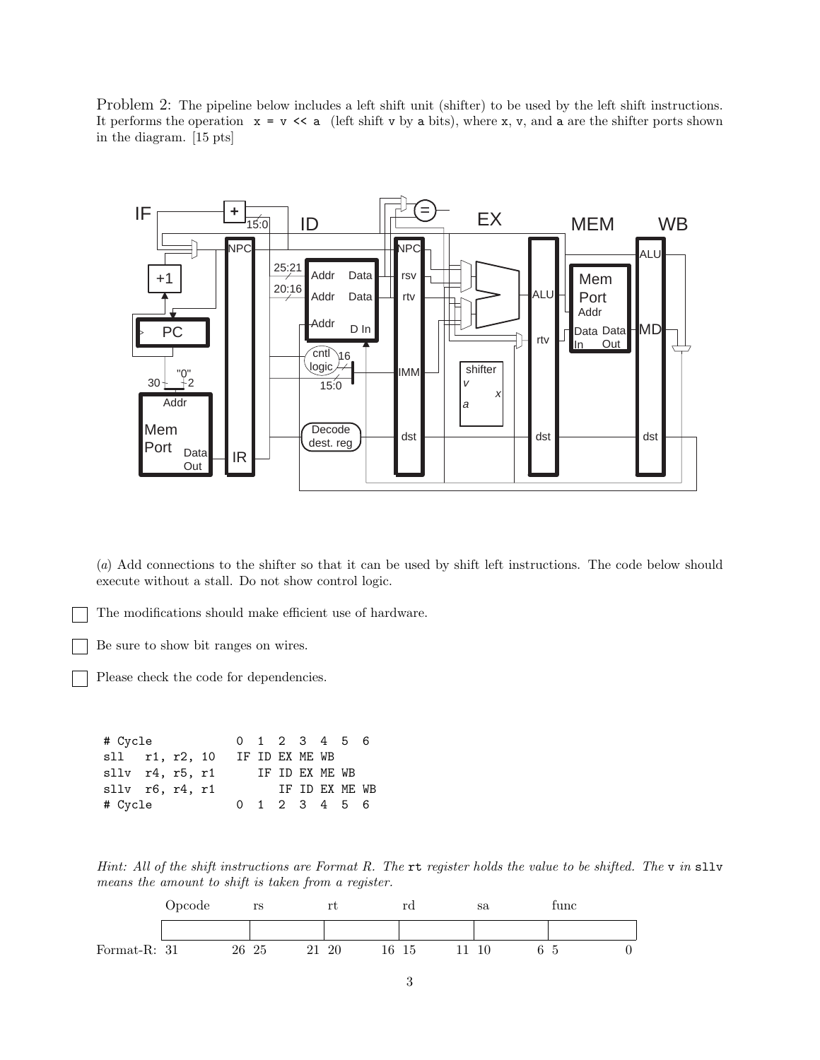Problem 2: The pipeline below includes a left shift unit (shifter) to be used by the left shift instructions. It performs the operation `x = v << a` (left shift v by a bits), where x, v, and a are the shifter ports shown in the diagram. [15 pts]

(*a*) Add connections to the shifter so that it can be used by shift left instructions. The code below should execute without a stall. Do not show control logic.

☐ The modifications should make efficient use of hardware.

☐ Be sure to show bit ranges on wires.

☐ Please check the code for dependencies.

```
# Cycle            0  1  2  3  4  5  6
sll   r1, r2, 10   IF ID EX ME WB
sllv  r4, r5, r1      IF ID EX ME WB
sllv  r6, r4, r1         IF ID EX ME WB
# Cycle            0  1  2  3  4  5  6
```

*Hint: All of the shift instructions are Format R. The* `rt` *register holds the value to be shifted. The* `v` *in* `sllv` *means the amount to shift is taken from a register.*

| | Opcode | rs | rt | rd | sa | func |
|---|---|---|---|---|---|---|
| Format-R: | 31 26 | 25 21 | 20 16 | 15 11 | 10 6 | 5 0 |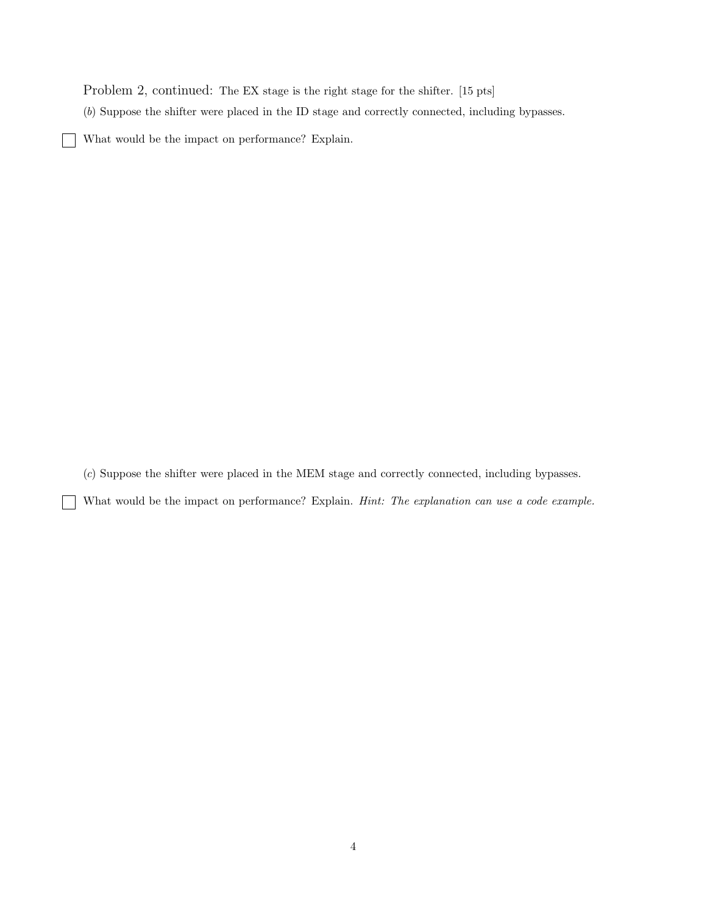Problem 2, continued: The EX stage is the right stage for the shifter. [15 pts]

(*b*) Suppose the shifter were placed in the ID stage and correctly connected, including bypasses.

☐ What would be the impact on performance? Explain.

(*c*) Suppose the shifter were placed in the MEM stage and correctly connected, including bypasses.

☐ What would be the impact on performance? Explain. *Hint: The explanation can use a code example.*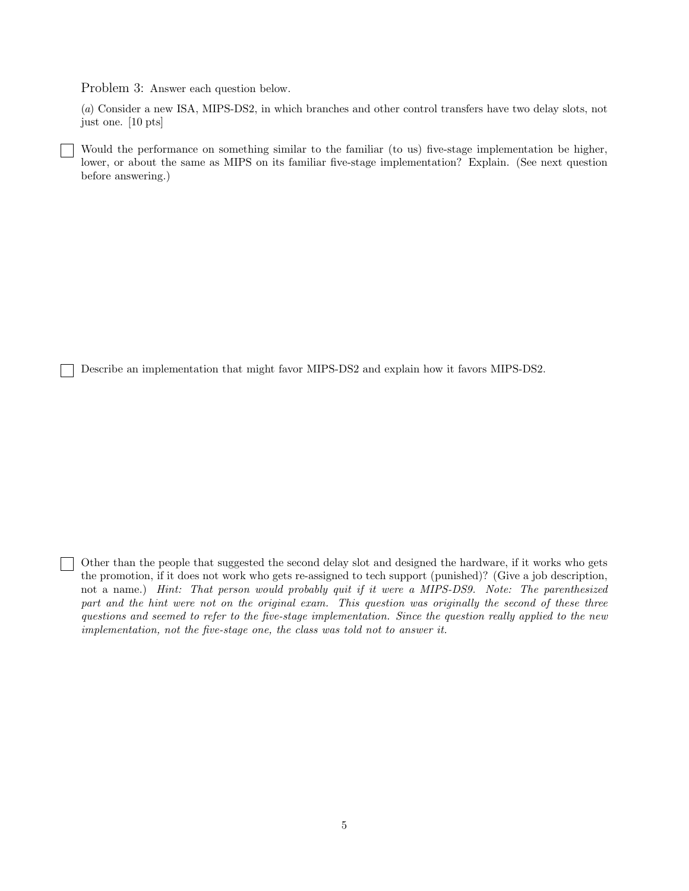Problem 3: Answer each question below.

(*a*) Consider a new ISA, MIPS-DS2, in which branches and other control transfers have two delay slots, not just one. [10 pts]

☐ Would the performance on something similar to the familiar (to us) five-stage implementation be higher, lower, or about the same as MIPS on its familiar five-stage implementation? Explain. (See next question before answering.)

☐ Describe an implementation that might favor MIPS-DS2 and explain how it favors MIPS-DS2.

☐ Other than the people that suggested the second delay slot and designed the hardware, if it works who gets the promotion, if it does not work who gets re-assigned to tech support (punished)? (Give a job description, not a name.) *Hint: That person would probably quit if it were a MIPS-DS9. Note: The parenthesized part and the hint were not on the original exam. This question was originally the second of these three questions and seemed to refer to the five-stage implementation. Since the question really applied to the new implementation, not the five-stage one, the class was told not to answer it.*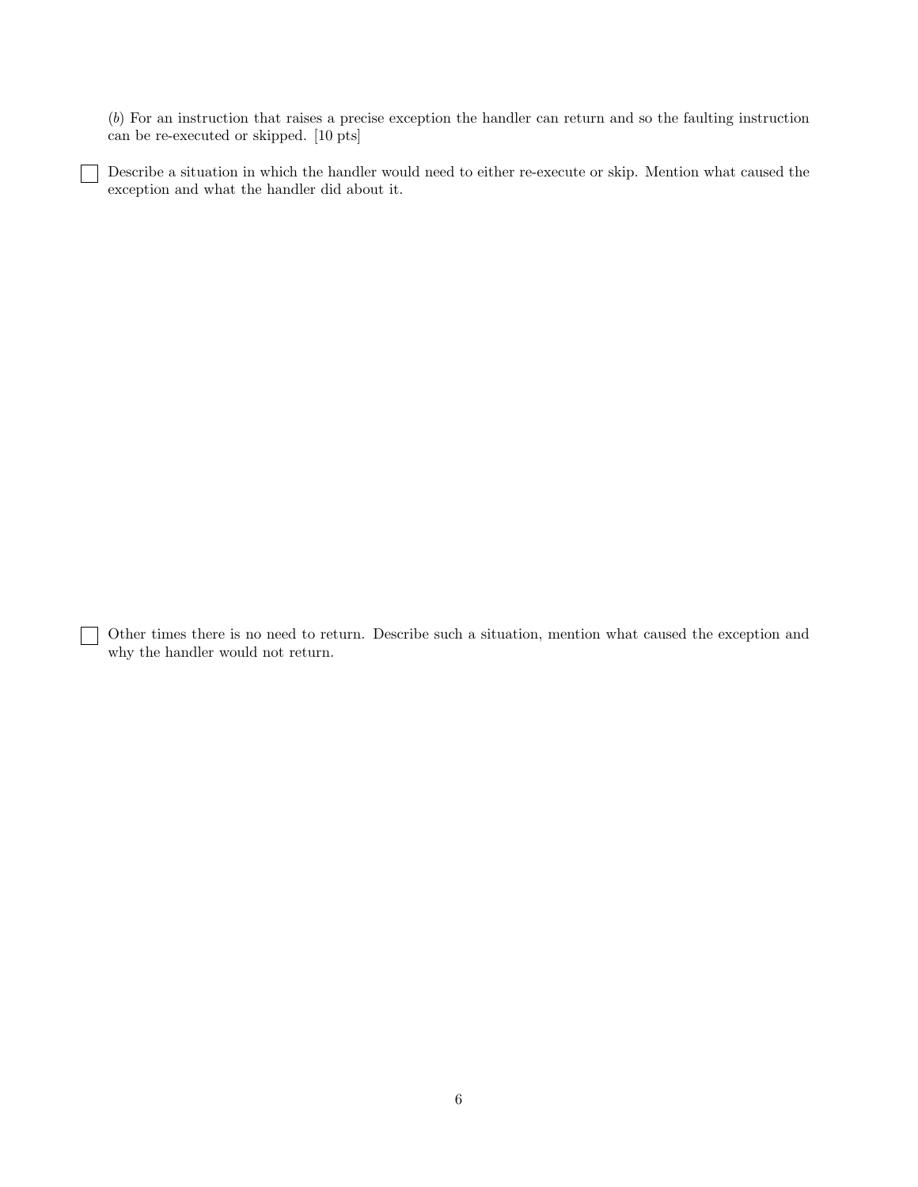(*b*) For an instruction that raises a precise exception the handler can return and so the faulting instruction can be re-executed or skipped. [10 pts]

☐ Describe a situation in which the handler would need to either re-execute or skip. Mention what caused the exception and what the handler did about it.

☐ Other times there is no need to return. Describe such a situation, mention what caused the exception and why the handler would not return.